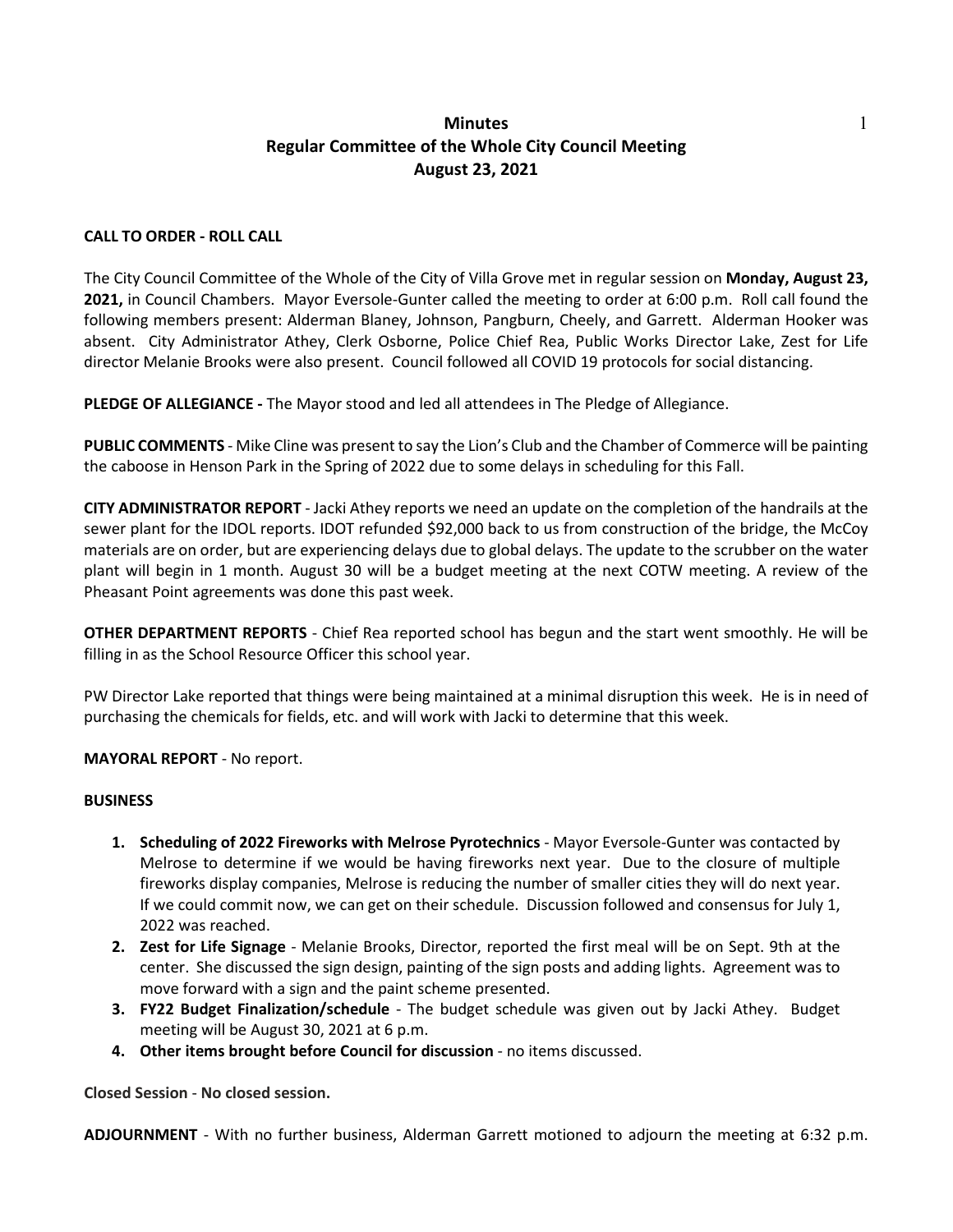**Minutes**
**Regular Committee of the Whole City Council Meeting**
**August 23, 2021**

**CALL TO ORDER - ROLL CALL**

The City Council Committee of the Whole of the City of Villa Grove met in regular session on **Monday, August 23, 2021,** in Council Chambers. Mayor Eversole-Gunter called the meeting to order at 6:00 p.m. Roll call found the following members present: Alderman Blaney, Johnson, Pangburn, Cheely, and Garrett. Alderman Hooker was absent. City Administrator Athey, Clerk Osborne, Police Chief Rea, Public Works Director Lake, Zest for Life director Melanie Brooks were also present. Council followed all COVID 19 protocols for social distancing.

**PLEDGE OF ALLEGIANCE -** The Mayor stood and led all attendees in The Pledge of Allegiance.

**PUBLIC COMMENTS** - Mike Cline was present to say the Lion's Club and the Chamber of Commerce will be painting the caboose in Henson Park in the Spring of 2022 due to some delays in scheduling for this Fall.

**CITY ADMINISTRATOR REPORT** - Jacki Athey reports we need an update on the completion of the handrails at the sewer plant for the IDOL reports. IDOT refunded $92,000 back to us from construction of the bridge, the McCoy materials are on order, but are experiencing delays due to global delays. The update to the scrubber on the water plant will begin in 1 month. August 30 will be a budget meeting at the next COTW meeting. A review of the Pheasant Point agreements was done this past week.

**OTHER DEPARTMENT REPORTS** - Chief Rea reported school has begun and the start went smoothly. He will be filling in as the School Resource Officer this school year.

PW Director Lake reported that things were being maintained at a minimal disruption this week. He is in need of purchasing the chemicals for fields, etc. and will work with Jacki to determine that this week.

**MAYORAL REPORT** - No report.

**BUSINESS**

1. **Scheduling of 2022 Fireworks with Melrose Pyrotechnics** - Mayor Eversole-Gunter was contacted by Melrose to determine if we would be having fireworks next year. Due to the closure of multiple fireworks display companies, Melrose is reducing the number of smaller cities they will do next year. If we could commit now, we can get on their schedule. Discussion followed and consensus for July 1, 2022 was reached.
2. **Zest for Life Signage** - Melanie Brooks, Director, reported the first meal will be on Sept. 9th at the center. She discussed the sign design, painting of the sign posts and adding lights. Agreement was to move forward with a sign and the paint scheme presented.
3. **FY22 Budget Finalization/schedule** - The budget schedule was given out by Jacki Athey. Budget meeting will be August 30, 2021 at 6 p.m.
4. **Other items brought before Council for discussion** - no items discussed.

**Closed Session - No closed session.**

**ADJOURNMENT** - With no further business, Alderman Garrett motioned to adjourn the meeting at 6:32 p.m.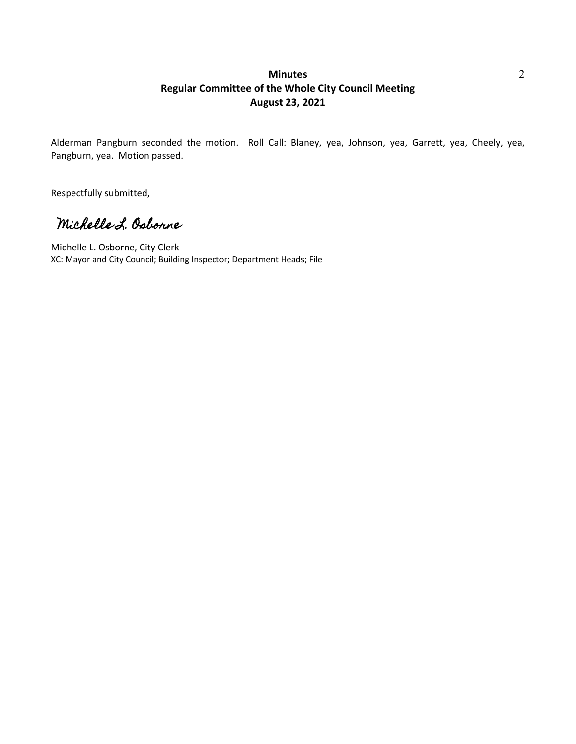Alderman Pangburn seconded the motion. Roll Call: Blaney, yea, Johnson, yea, Garrett, yea, Cheely, yea, Pangburn, yea. Motion passed.

Respectfully submitted,

*Michelle L. Osborne*

Michelle L. Osborne, City Clerk
XC: Mayor and City Council; Building Inspector; Department Heads; File